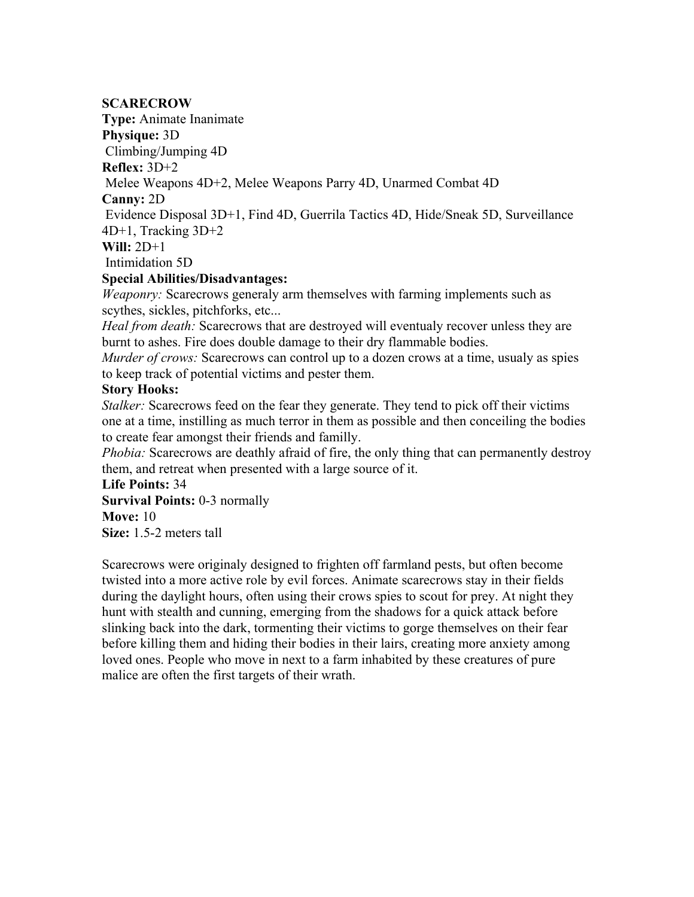**SCARECROW**

**Type:** Animate Inanimate

**Physique:** 3D

Climbing/Jumping 4D

**Reflex:** 3D+2

Melee Weapons 4D+2, Melee Weapons Parry 4D, Unarmed Combat 4D

**Canny:** 2D

Evidence Disposal 3D+1, Find 4D, Guerrila Tactics 4D, Hide/Sneak 5D, Surveillance 4D+1, Tracking 3D+2

**Will:** 2D+1

Intimidation 5D

**Special Abilities/Disadvantages:**

*Weaponry:* Scarecrows generaly arm themselves with farming implements such as scythes, sickles, pitchforks, etc...

*Heal from death:* Scarecrows that are destroyed will eventualy recover unless they are burnt to ashes. Fire does double damage to their dry flammable bodies.

*Murder of crows:* Scarecrows can control up to a dozen crows at a time, usualy as spies to keep track of potential victims and pester them.

**Story Hooks:**

*Stalker:* Scarecrows feed on the fear they generate. They tend to pick off their victims one at a time, instilling as much terror in them as possible and then conceiling the bodies to create fear amongst their friends and familly.

*Phobia:* Scarecrows are deathly afraid of fire, the only thing that can permanently destroy them, and retreat when presented with a large source of it.

**Life Points:** 34

**Survival Points:** 0-3 normally

**Move:** 10

**Size:** 1.5-2 meters tall

Scarecrows were originaly designed to frighten off farmland pests, but often become twisted into a more active role by evil forces. Animate scarecrows stay in their fields during the daylight hours, often using their crows spies to scout for prey. At night they hunt with stealth and cunning, emerging from the shadows for a quick attack before slinking back into the dark, tormenting their victims to gorge themselves on their fear before killing them and hiding their bodies in their lairs, creating more anxiety among loved ones. People who move in next to a farm inhabited by these creatures of pure malice are often the first targets of their wrath.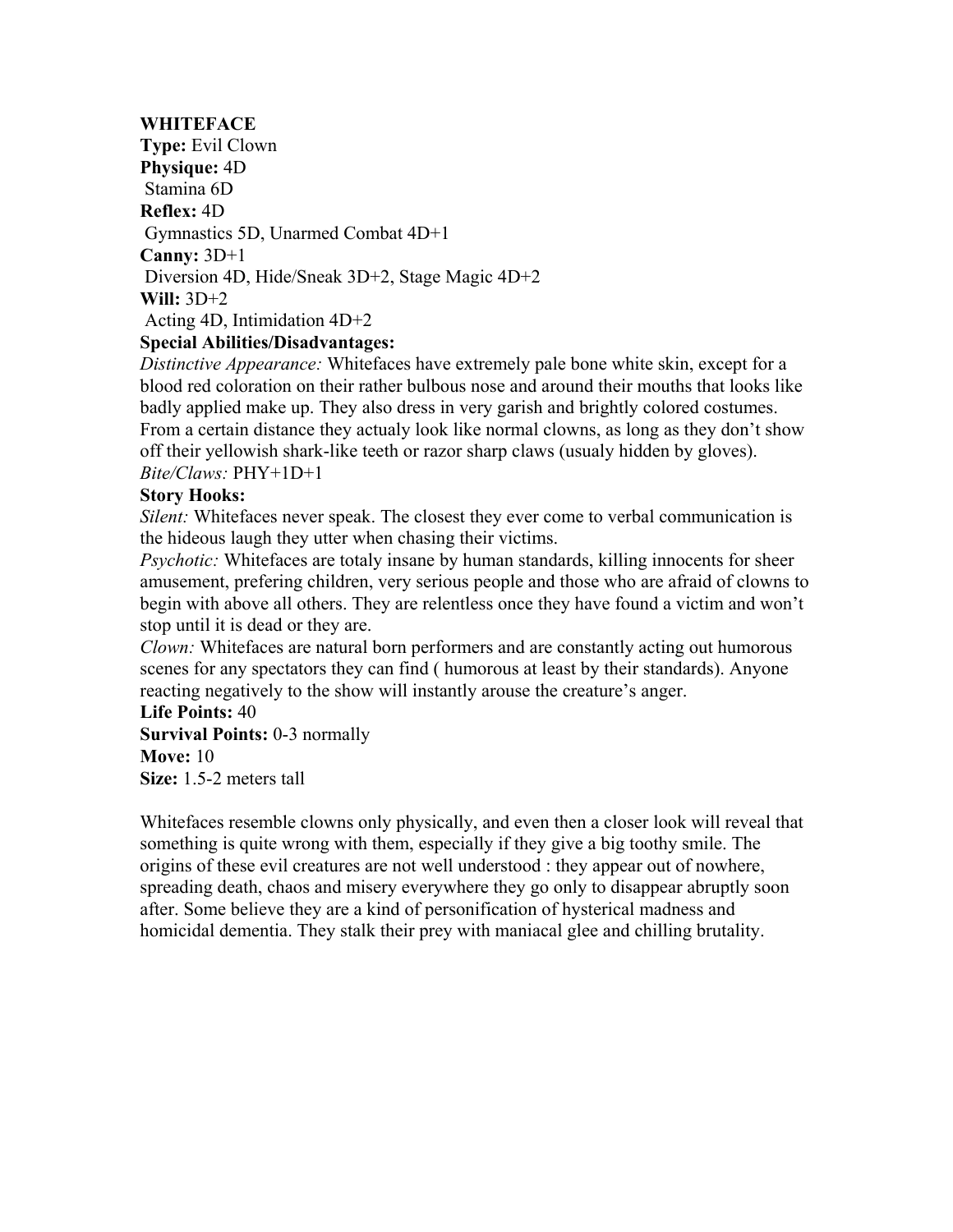**WHITEFACE**
**Type:** Evil Clown
**Physique:** 4D
Stamina 6D
**Reflex:** 4D
Gymnastics 5D, Unarmed Combat 4D+1
**Canny:** 3D+1
Diversion 4D, Hide/Sneak 3D+2, Stage Magic 4D+2
**Will:** 3D+2
Acting 4D, Intimidation 4D+2
**Special Abilities/Disadvantages:**
*Distinctive Appearance:* Whitefaces have extremely pale bone white skin, except for a blood red coloration on their rather bulbous nose and around their mouths that looks like badly applied make up. They also dress in very garish and brightly colored costumes. From a certain distance they actualy look like normal clowns, as long as they don't show off their yellowish shark-like teeth or razor sharp claws (usualy hidden by gloves).
*Bite/Claws:* PHY+1D+1
**Story Hooks:**
*Silent:* Whitefaces never speak. The closest they ever come to verbal communication is the hideous laugh they utter when chasing their victims.
*Psychotic:* Whitefaces are totaly insane by human standards, killing innocents for sheer amusement, prefering children, very serious people and those who are afraid of clowns to begin with above all others. They are relentless once they have found a victim and won't stop until it is dead or they are.
*Clown:* Whitefaces are natural born performers and are constantly acting out humorous scenes for any spectators they can find ( humorous at least by their standards). Anyone reacting negatively to the show will instantly arouse the creature's anger.
**Life Points:** 40
**Survival Points:** 0-3 normally
**Move:** 10
**Size:** 1.5-2 meters tall

Whitefaces resemble clowns only physically, and even then a closer look will reveal that something is quite wrong with them, especially if they give a big toothy smile. The origins of these evil creatures are not well understood : they appear out of nowhere, spreading death, chaos and misery everywhere they go only to disappear abruptly soon after. Some believe they are a kind of personification of hysterical madness and homicidal dementia. They stalk their prey with maniacal glee and chilling brutality.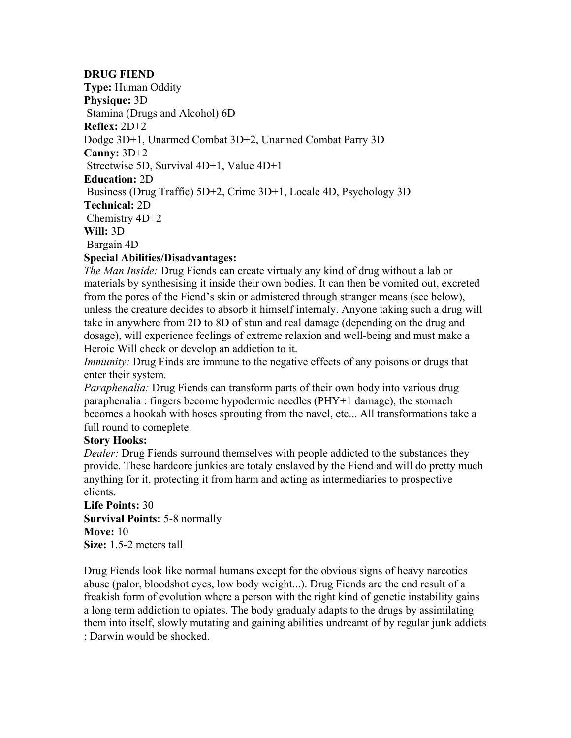**DRUG FIEND**

**Type:** Human Oddity

**Physique:** 3D

Stamina (Drugs and Alcohol) 6D

**Reflex:** 2D+2

Dodge 3D+1, Unarmed Combat 3D+2, Unarmed Combat Parry 3D

**Canny:** 3D+2

Streetwise 5D, Survival 4D+1, Value 4D+1

**Education:** 2D

Business (Drug Traffic) 5D+2, Crime 3D+1, Locale 4D, Psychology 3D

**Technical:** 2D

Chemistry 4D+2

**Will:** 3D

Bargain 4D

**Special Abilities/Disadvantages:**

*The Man Inside:* Drug Fiends can create virtualy any kind of drug without a lab or materials by synthesising it inside their own bodies. It can then be vomited out, excreted from the pores of the Fiend's skin or admistered through stranger means (see below), unless the creature decides to absorb it himself internaly. Anyone taking such a drug will take in anywhere from 2D to 8D of stun and real damage (depending on the drug and dosage), will experience feelings of extreme relaxion and well-being and must make a Heroic Will check or develop an addiction to it.

*Immunity:* Drug Finds are immune to the negative effects of any poisons or drugs that enter their system.

*Paraphenalia:* Drug Fiends can transform parts of their own body into various drug paraphenalia : fingers become hypodermic needles (PHY+1 damage), the stomach becomes a hookah with hoses sprouting from the navel, etc... All transformations take a full round to comeplete.

**Story Hooks:**

*Dealer:* Drug Fiends surround themselves with people addicted to the substances they provide. These hardcore junkies are totaly enslaved by the Fiend and will do pretty much anything for it, protecting it from harm and acting as intermediaries to prospective clients.

**Life Points:** 30

**Survival Points:** 5-8 normally

**Move:** 10

**Size:** 1.5-2 meters tall

Drug Fiends look like normal humans except for the obvious signs of heavy narcotics abuse (palor, bloodshot eyes, low body weight...). Drug Fiends are the end result of a freakish form of evolution where a person with the right kind of genetic instability gains a long term addiction to opiates. The body gradualy adapts to the drugs by assimilating them into itself, slowly mutating and gaining abilities undreamt of by regular junk addicts ; Darwin would be shocked.